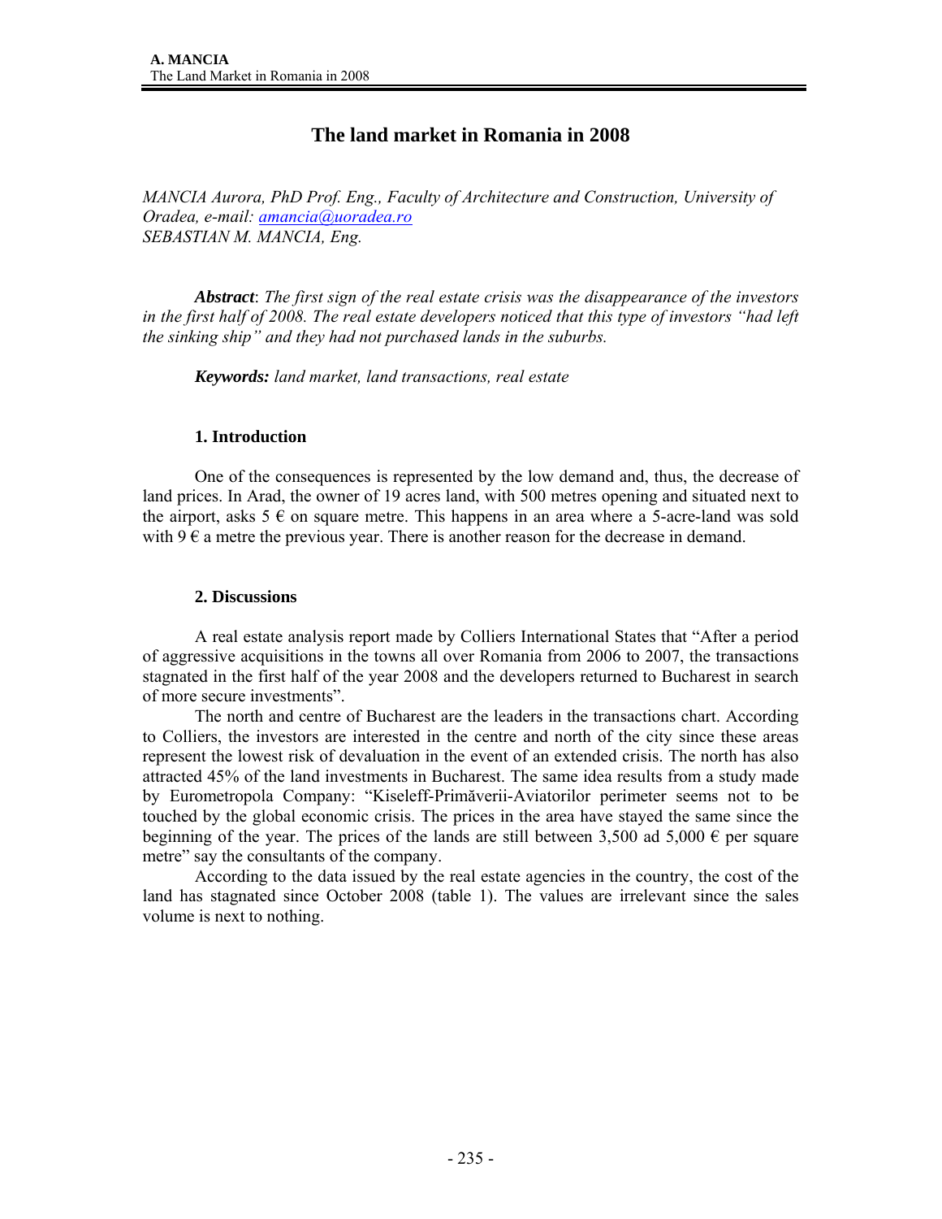# The land market in Romania in 2008

*MANCIA Aurora, PhD Prof. Eng., Faculty of Architecture and Construction, University of Oradea, e-mail: amancia@uoradea.ro*
*SEBASTIAN M. MANCIA, Eng.*

***Abstract***: *The first sign of the real estate crisis was the disappearance of the investors in the first half of 2008. The real estate developers noticed that this type of investors "had left the sinking ship" and they had not purchased lands in the suburbs.*

***Keywords:*** *land market, land transactions, real estate*

## 1. Introduction

One of the consequences is represented by the low demand and, thus, the decrease of land prices. In Arad, the owner of 19 acres land, with 500 metres opening and situated next to the airport, asks 5 € on square metre. This happens in an area where a 5-acre-land was sold with 9 € a metre the previous year. There is another reason for the decrease in demand.

## 2. Discussions

A real estate analysis report made by Colliers International States that "After a period of aggressive acquisitions in the towns all over Romania from 2006 to 2007, the transactions stagnated in the first half of the year 2008 and the developers returned to Bucharest in search of more secure investments".

The north and centre of Bucharest are the leaders in the transactions chart. According to Colliers, the investors are interested in the centre and north of the city since these areas represent the lowest risk of devaluation in the event of an extended crisis. The north has also attracted 45% of the land investments in Bucharest. The same idea results from a study made by Eurometropola Company: "Kiseleff-Primăverii-Aviatorilor perimeter seems not to be touched by the global economic crisis. The prices in the area have stayed the same since the beginning of the year. The prices of the lands are still between 3,500 ad 5,000 € per square metre" say the consultants of the company.

According to the data issued by the real estate agencies in the country, the cost of the land has stagnated since October 2008 (table 1). The values are irrelevant since the sales volume is next to nothing.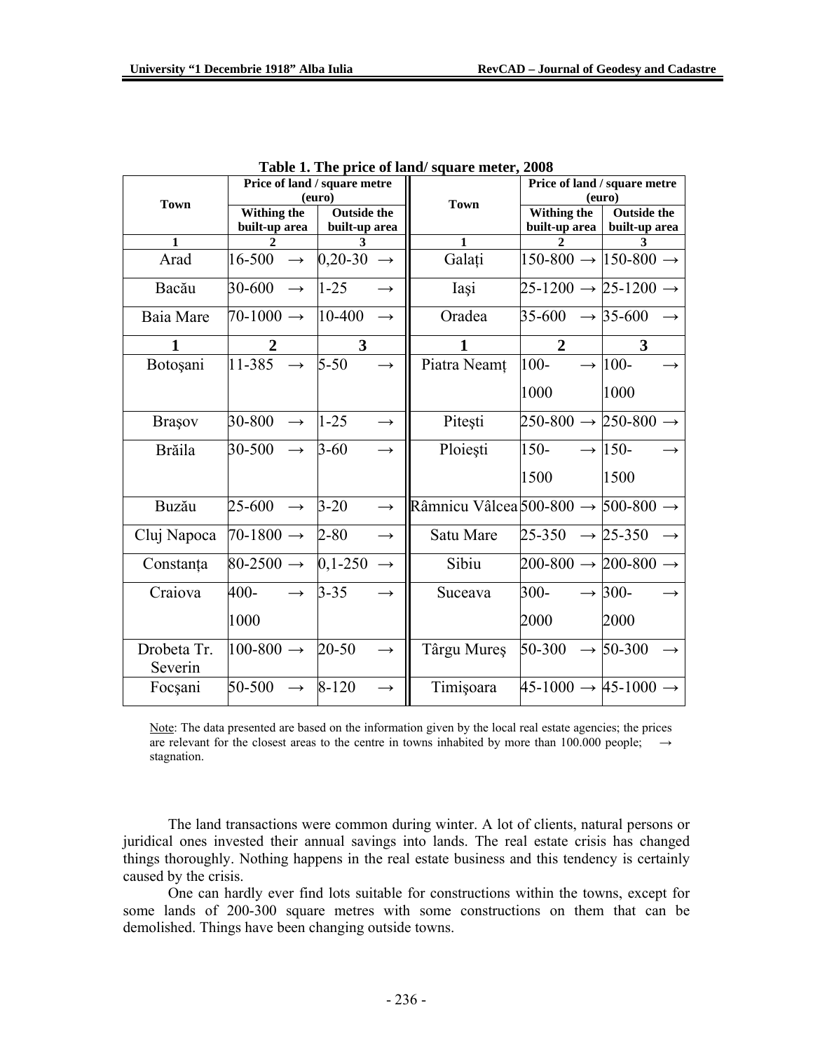**Table 1. The price of land/ square meter, 2008**

| Town | Price of land / square metre (euro) | | Town | Price of land / square metre (euro) | |
|---|---|---|---|---|---|
| | Withing the built-up area | Outside the built-up area | | Withing the built-up area | Outside the built-up area |
| 1 | 2 | 3 | 1 | 2 | 3 |
| Arad | 16-500 → | 0,20-30 → | Galați | 150-800 → | 150-800 → |
| Bacău | 30-600 → | 1-25 → | Iaşi | 25-1200 → | 25-1200 → |
| Baia Mare | 70-1000 → | 10-400 → | Oradea | 35-600 → | 35-600 → |
| Botoşani | 11-385 → | 5-50 → | Piatra Neamț | 100-1000 → | 100-1000 → |
| Braşov | 30-800 → | 1-25 → | Piteşti | 250-800 → | 250-800 → |
| Brăila | 30-500 → | 3-60 → | Ploiești | 150-1500 → | 150-1500 → |
| Buzău | 25-600 → | 3-20 → | Râmnicu Vâlcea | 500-800 → | 500-800 → |
| Cluj Napoca | 70-1800 → | 2-80 → | Satu Mare | 25-350 → | 25-350 → |
| Constanța | 80-2500 → | 0,1-250 → | Sibiu | 200-800 → | 200-800 → |
| Craiova | 400-1000 → | 3-35 → | Suceava | 300-2000 → | 300-2000 → |
| Drobeta Tr. Severin | 100-800 → | 20-50 → | Târgu Mureş | 50-300 → | 50-300 → |
| Focşani | 50-500 → | 8-120 → | Timişoara | 45-1000 → | 45-1000 → |

Note: The data presented are based on the information given by the local real estate agencies; the prices are relevant for the closest areas to the centre in towns inhabited by more than 100.000 people; → stagnation.

The land transactions were common during winter. A lot of clients, natural persons or juridical ones invested their annual savings into lands. The real estate crisis has changed things thoroughly. Nothing happens in the real estate business and this tendency is certainly caused by the crisis.

One can hardly ever find lots suitable for constructions within the towns, except for some lands of 200-300 square metres with some constructions on them that can be demolished. Things have been changing outside towns.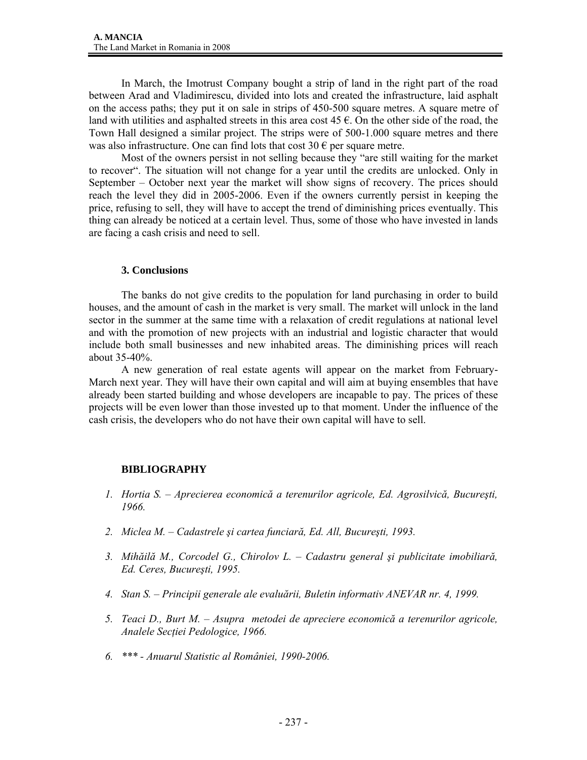In March, the Imotrust Company bought a strip of land in the right part of the road between Arad and Vladimirescu, divided into lots and created the infrastructure, laid asphalt on the access paths; they put it on sale in strips of 450-500 square metres. A square metre of land with utilities and asphalted streets in this area cost 45 €. On the other side of the road, the Town Hall designed a similar project. The strips were of 500-1.000 square metres and there was also infrastructure. One can find lots that cost 30 € per square metre.

Most of the owners persist in not selling because they "are still waiting for the market to recover". The situation will not change for a year until the credits are unlocked. Only in September – October next year the market will show signs of recovery. The prices should reach the level they did in 2005-2006. Even if the owners currently persist in keeping the price, refusing to sell, they will have to accept the trend of diminishing prices eventually. This thing can already be noticed at a certain level. Thus, some of those who have invested in lands are facing a cash crisis and need to sell.

## 3. Conclusions

The banks do not give credits to the population for land purchasing in order to build houses, and the amount of cash in the market is very small. The market will unlock in the land sector in the summer at the same time with a relaxation of credit regulations at national level and with the promotion of new projects with an industrial and logistic character that would include both small businesses and new inhabited areas. The diminishing prices will reach about 35-40%.

A new generation of real estate agents will appear on the market from February-March next year. They will have their own capital and will aim at buying ensembles that have already been started building and whose developers are incapable to pay. The prices of these projects will be even lower than those invested up to that moment. Under the influence of the cash crisis, the developers who do not have their own capital will have to sell.

## BIBLIOGRAPHY

1. *Hortia S. – Aprecierea economică a terenurilor agricole, Ed. Agrosilvică, Bucureşti, 1966.*
2. *Miclea M. – Cadastrele şi cartea funciară, Ed. All, Bucureşti, 1993.*
3. *Mihăilă M., Corcodel G., Chirolov L. – Cadastru general şi publicitate imobiliară, Ed. Ceres, Bucureşti, 1995.*
4. *Stan S. – Principii generale ale evaluării, Buletin informativ ANEVAR nr. 4, 1999.*
5. *Teaci D., Burt M. – Asupra metodei de apreciere economică a terenurilor agricole, Analele Secției Pedologice, 1966.*
6. *\*\*\* - Anuarul Statistic al României, 1990-2006.*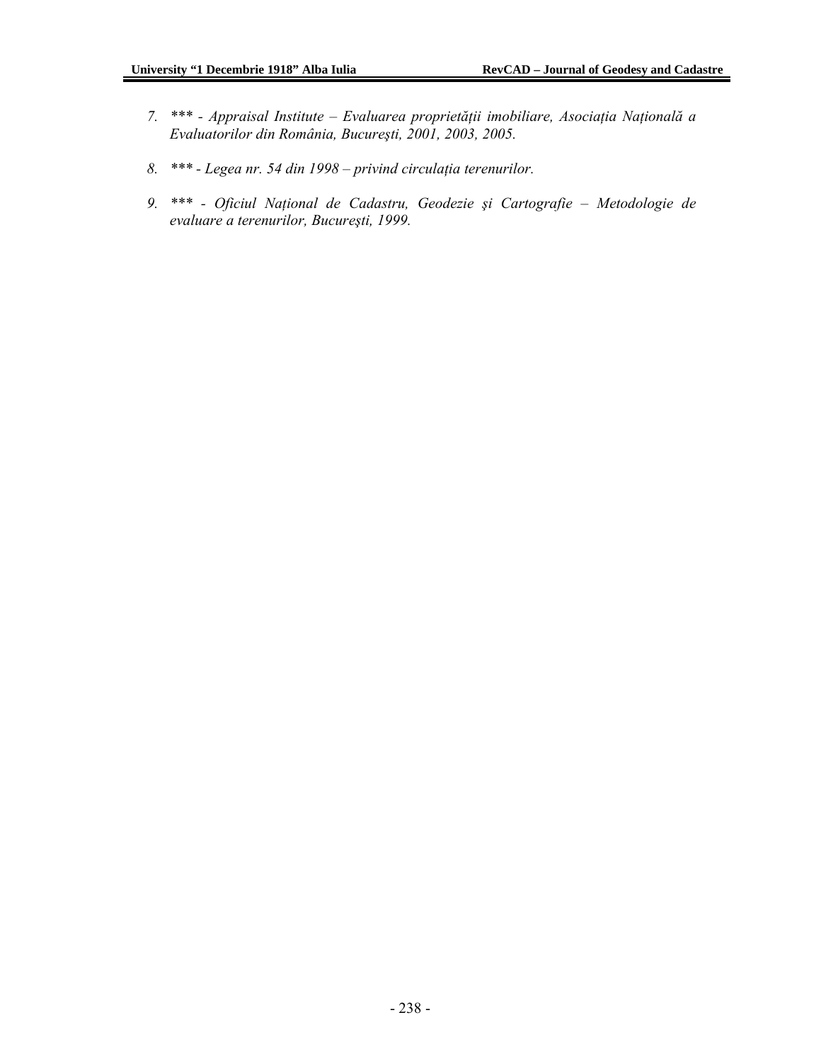7. *\*\*\* - Appraisal Institute – Evaluarea proprietății imobiliare, Asociația Națională a Evaluatorilor din România, Bucureşti, 2001, 2003, 2005.*

8. *\*\*\* - Legea nr. 54 din 1998 – privind circulația terenurilor.*

9. *\*\*\* - Oficiul Național de Cadastru, Geodezie şi Cartografie – Metodologie de evaluare a terenurilor, Bucureşti, 1999.*